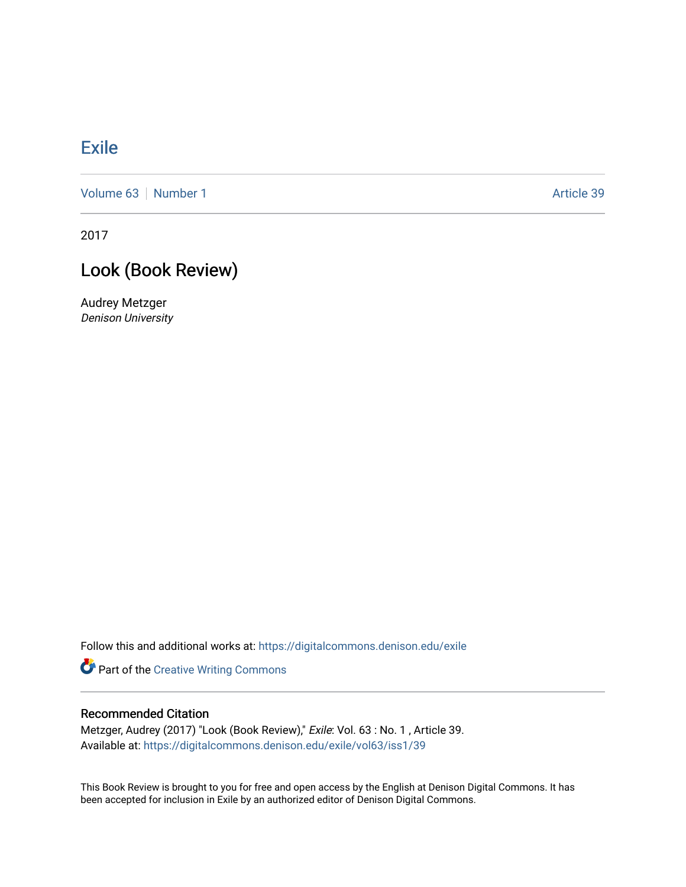# Exile

Volume 63 | Number 1 Article 39

2017

## Look (Book Review)

Audrey Metzger
*Denison University*

Follow this and additional works at: https://digitalcommons.denison.edu/exile

Part of the Creative Writing Commons

### Recommended Citation

Metzger, Audrey (2017) "Look (Book Review)," *Exile*: Vol. 63 : No. 1 , Article 39.
Available at: https://digitalcommons.denison.edu/exile/vol63/iss1/39

This Book Review is brought to you for free and open access by the English at Denison Digital Commons. It has been accepted for inclusion in Exile by an authorized editor of Denison Digital Commons.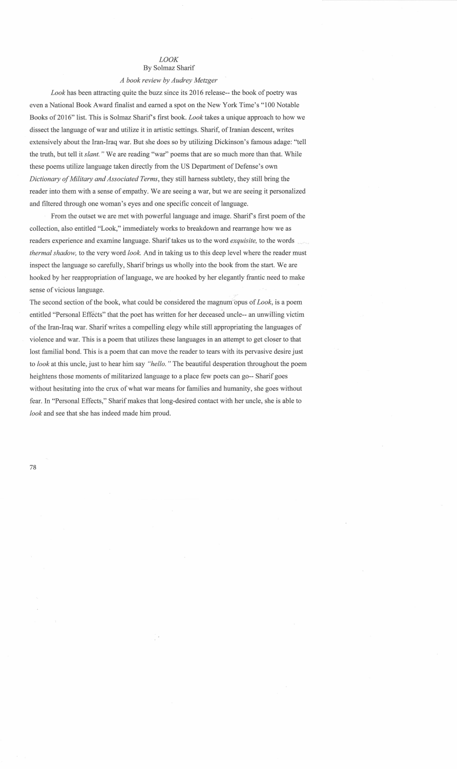*LOOK*
By Solmaz Sharif

*A book review by Audrey Metzger*

*Look* has been attracting quite the buzz since its 2016 release-- the book of poetry was even a National Book Award finalist and earned a spot on the New York Time's "100 Notable Books of 2016" list. This is Solmaz Sharif's first book. *Look* takes a unique approach to how we dissect the language of war and utilize it in artistic settings. Sharif, of Iranian descent, writes extensively about the Iran-Iraq war. But she does so by utilizing Dickinson's famous adage: "tell the truth, but tell it *slant."* We are reading "war" poems that are so much more than that. While these poems utilize language taken directly from the US Department of Defense's own *Dictionary of Military and Associated Terms*, they still harness subtlety, they still bring the reader into them with a sense of empathy. We are seeing a war, but we are seeing it personalized and filtered through one woman's eyes and one specific conceit of language.

From the outset we are met with powerful language and image. Sharif's first poem of the collection, also entitled "Look," immediately works to breakdown and rearrange how we as readers experience and examine language. Sharif takes us to the word *exquisite,* to the words *thermal shadow,* to the very word *look.* And in taking us to this deep level where the reader must inspect the language so carefully, Sharif brings us wholly into the book from the start. We are hooked by her reappropriation of language, we are hooked by her elegantly frantic need to make sense of vicious language.

The second section of the book, what could be considered the magnum opus of *Look*, is a poem entitled "Personal Effects" that the poet has written for her deceased uncle-- an unwilling victim of the Iran-Iraq war. Sharif writes a compelling elegy while still appropriating the languages of violence and war. This is a poem that utilizes these languages in an attempt to get closer to that lost familial bond. This is a poem that can move the reader to tears with its pervasive desire just to *look* at this uncle, just to hear him say *"hello."* The beautiful desperation throughout the poem heightens those moments of militarized language to a place few poets can go-- Sharif goes without hesitating into the crux of what war means for families and humanity, she goes without fear. In "Personal Effects," Sharif makes that long-desired contact with her uncle, she is able to *look* and see that she has indeed made him proud.